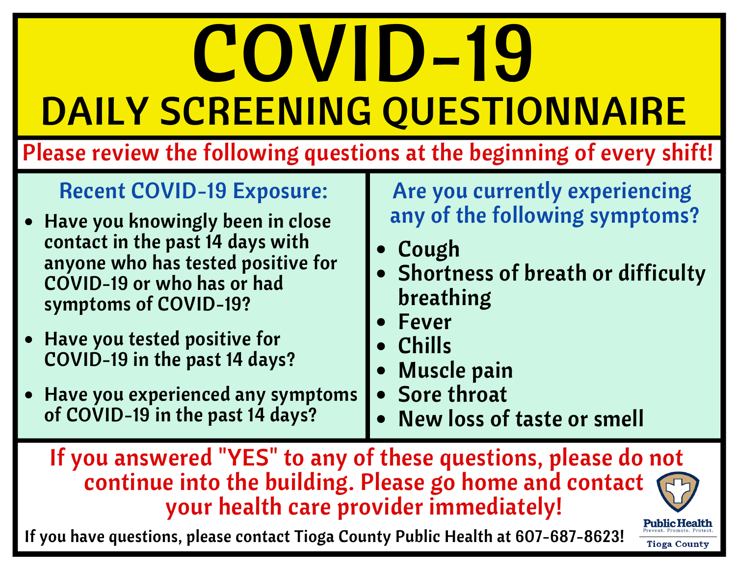# COVID-19

## DAILY SCREENING QUESTIONNAIRE

**Please review the following questions at the beginning of every shift!**

### Recent COVID-19 Exposure:

- Have you knowingly been in close contact in the past 14 days with anyone who has tested positive for COVID-19 or who has or had symptoms of COVID-19?
- Have you tested positive for COVID-19 in the past 14 days?
- Have you experienced any symptoms of COVID-19 in the past 14 days?

### Are you currently experiencing any of the following symptoms?

- Cough
- Shortness of breath or difficulty breathing
- Fever
- Chills
- Muscle pain
- Sore throat
- New loss of taste or smell

**If you answered "YES" to any of these questions, please do not continue into the building. Please go home and contact your health care provider immediately!**

If you have questions, please contact Tioga County Public Health at 607-687-8623!

Public Health
Prevent. Promote. Protect.
Tioga County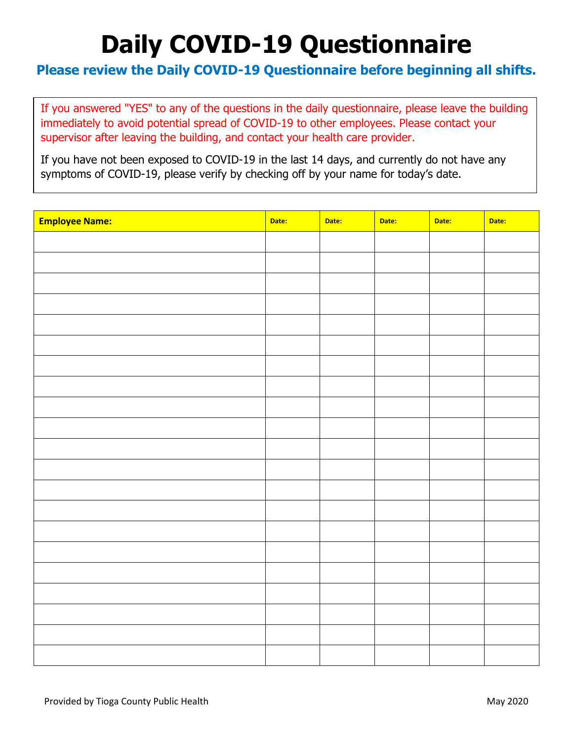# Daily COVID-19 Questionnaire

**Please review the Daily COVID-19 Questionnaire before beginning all shifts.**

If you answered "YES" to any of the questions in the daily questionnaire, please leave the building immediately to avoid potential spread of COVID-19 to other employees. Please contact your supervisor after leaving the building, and contact your health care provider.

If you have not been exposed to COVID-19 in the last 14 days, and currently do not have any symptoms of COVID-19, please verify by checking off by your name for today's date.

| Employee Name: | Date: | Date: | Date: | Date: | Date: |
|---|---|---|---|---|---|
| | | | | | |
| | | | | | |
| | | | | | |
| | | | | | |
| | | | | | |
| | | | | | |
| | | | | | |
| | | | | | |
| | | | | | |
| | | | | | |
| | | | | | |
| | | | | | |
| | | | | | |
| | | | | | |
| | | | | | |
| | | | | | |
| | | | | | |
| | | | | | |
| | | | | | |
| | | | | | |
| | | | | | |

Provided by Tioga County Public Health

May 2020